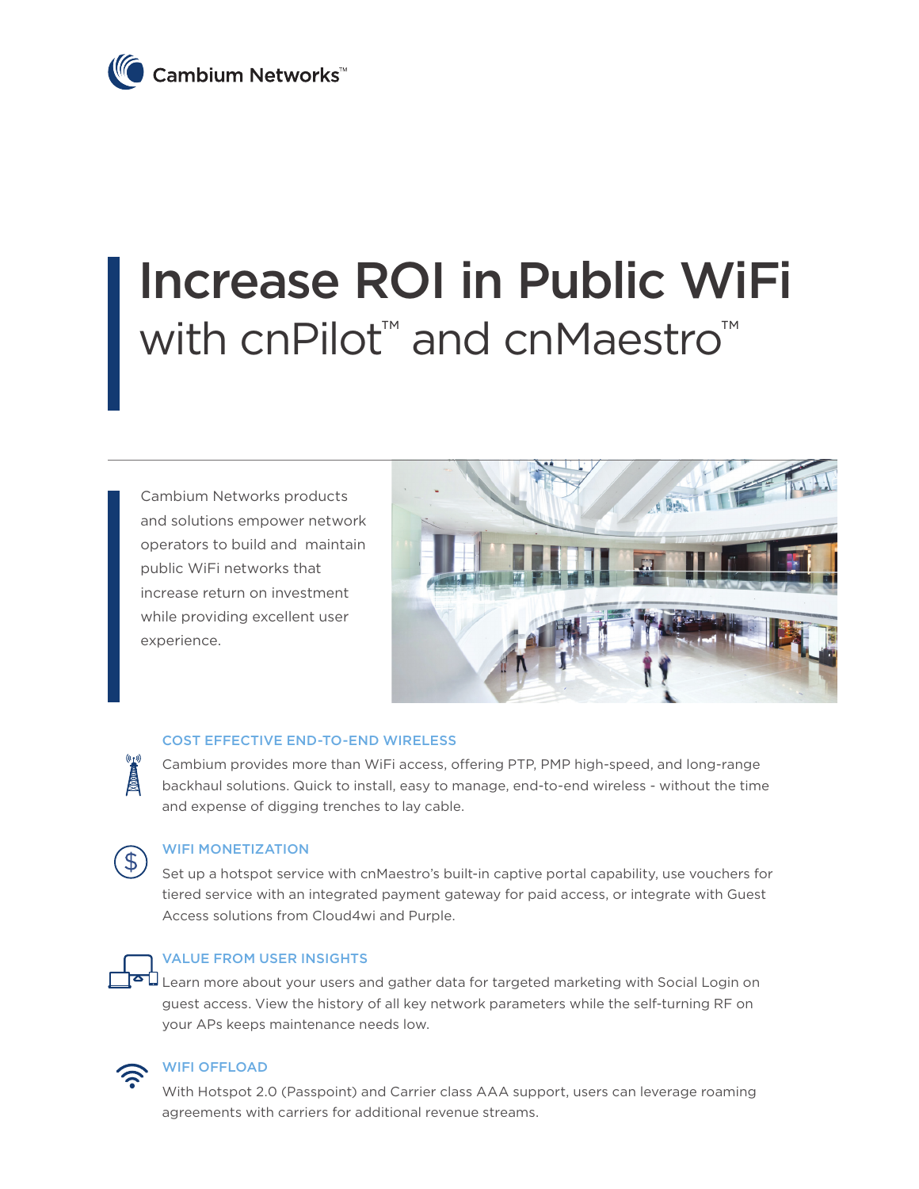Cambium Networks™

# Increase ROI in Public WiFi

## with cnPilot™ and cnMaestro™

Cambium Networks products and solutions empower network operators to build and maintain public WiFi networks that increase return on investment while providing excellent user experience.

### COST EFFECTIVE END-TO-END WIRELESS

Cambium provides more than WiFi access, offering PTP, PMP high-speed, and long-range backhaul solutions. Quick to install, easy to manage, end-to-end wireless - without the time and expense of digging trenches to lay cable.

### WIFI MONETIZATION

Set up a hotspot service with cnMaestro's built-in captive portal capability, use vouchers for tiered service with an integrated payment gateway for paid access, or integrate with Guest Access solutions from Cloud4wi and Purple.

### VALUE FROM USER INSIGHTS

Learn more about your users and gather data for targeted marketing with Social Login on guest access. View the history of all key network parameters while the self-turning RF on your APs keeps maintenance needs low.

### WIFI OFFLOAD

With Hotspot 2.0 (Passpoint) and Carrier class AAA support, users can leverage roaming agreements with carriers for additional revenue streams.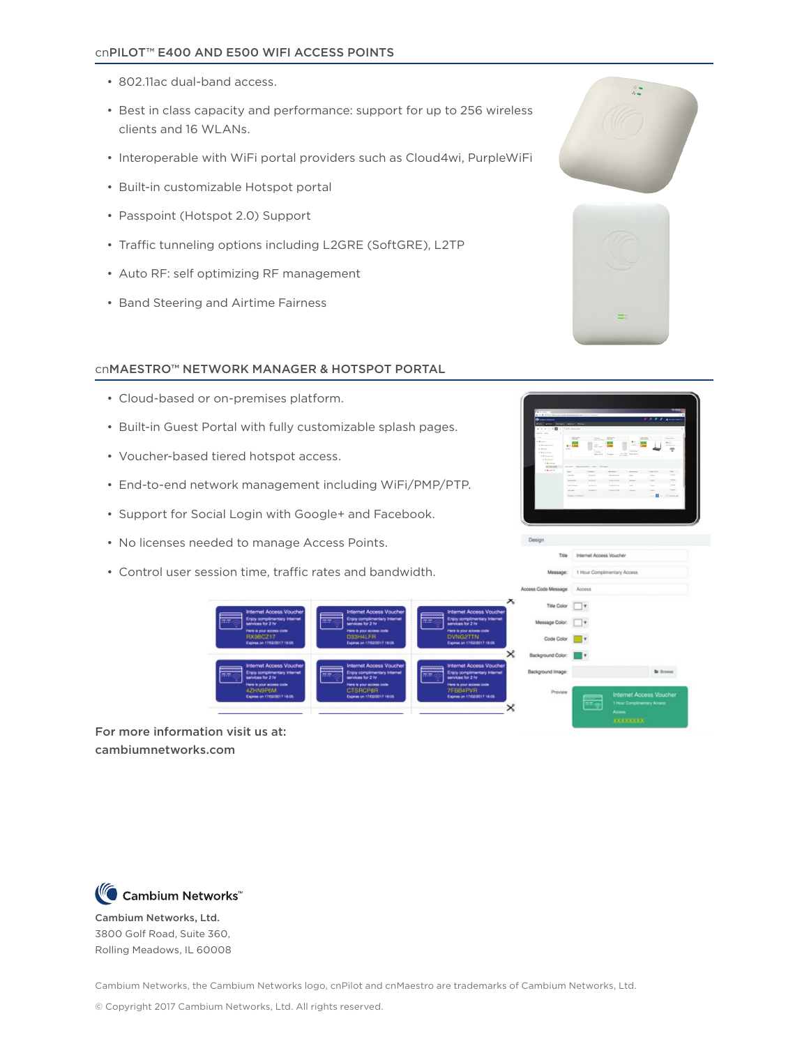## cnPILOT™ E400 AND E500 WIFI ACCESS POINTS

- 802.11ac dual-band access.
- Best in class capacity and performance: support for up to 256 wireless clients and 16 WLANs.
- Interoperable with WiFi portal providers such as Cloud4wi, PurpleWiFi
- Built-in customizable Hotspot portal
- Passpoint (Hotspot 2.0) Support
- Traffic tunneling options including L2GRE (SoftGRE), L2TP
- Auto RF: self optimizing RF management
- Band Steering and Airtime Fairness

## cnMAESTRO™ NETWORK MANAGER & HOTSPOT PORTAL

- Cloud-based or on-premises platform.
- Built-in Guest Portal with fully customizable splash pages.
- Voucher-based tiered hotspot access.
- End-to-end network management including WiFi/PMP/PTP.
- Support for Social Login with Google+ and Facebook.
- No licenses needed to manage Access Points.
- Control user session time, traffic rates and bandwidth.

**For more information visit us at:**
**cambiumnetworks.com**

Cambium Networks™

**Cambium Networks, Ltd.**
3800 Golf Road, Suite 360,
Rolling Meadows, IL 60008

Cambium Networks, the Cambium Networks logo, cnPilot and cnMaestro are trademarks of Cambium Networks, Ltd.

© Copyright 2017 Cambium Networks, Ltd. All rights reserved.